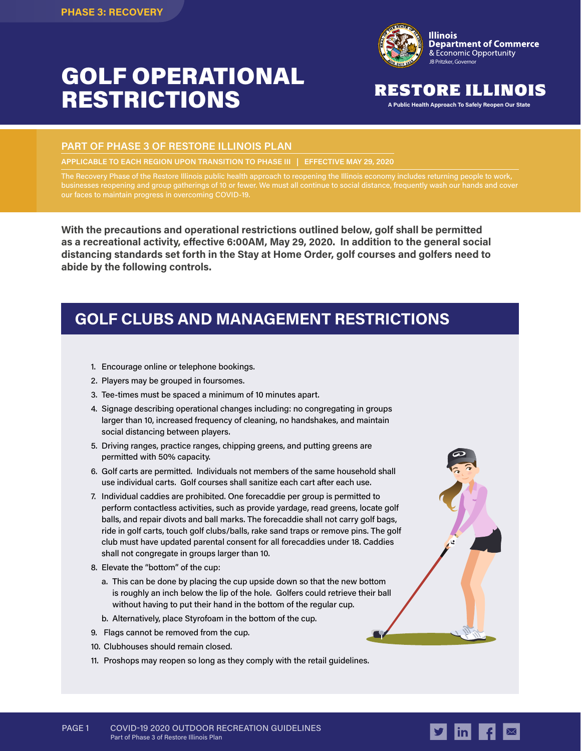PHASE 3: RECOVERY

# GOLF OPERATIONAL RESTRICTIONS

Illinois Department of Commerce & Economic Opportunity
JB Pritzker, Governor

RESTORE ILLINOIS
A Public Health Approach To Safely Reopen Our State

## PART OF PHASE 3 OF RESTORE ILLINOIS PLAN

APPLICABLE TO EACH REGION UPON TRANSITION TO PHASE III | EFFECTIVE MAY 29, 2020

The Recovery Phase of the Restore Illinois public health approach to reopening the Illinois economy includes returning people to work, businesses reopening and group gatherings of 10 or fewer. We must all continue to social distance, frequently wash our hands and cover our faces to maintain progress in overcoming COVID-19.

**With the precautions and operational restrictions outlined below, golf shall be permitted as a recreational activity, effective 6:00AM, May 29, 2020. In addition to the general social distancing standards set forth in the Stay at Home Order, golf courses and golfers need to abide by the following controls.**

## GOLF CLUBS AND MANAGEMENT RESTRICTIONS

1. Encourage online or telephone bookings.
2. Players may be grouped in foursomes.
3. Tee-times must be spaced a minimum of 10 minutes apart.
4. Signage describing operational changes including: no congregating in groups larger than 10, increased frequency of cleaning, no handshakes, and maintain social distancing between players.
5. Driving ranges, practice ranges, chipping greens, and putting greens are permitted with 50% capacity.
6. Golf carts are permitted. Individuals not members of the same household shall use individual carts. Golf courses shall sanitize each cart after each use.
7. Individual caddies are prohibited. One forecaddie per group is permitted to perform contactless activities, such as provide yardage, read greens, locate golf balls, and repair divots and ball marks. The forecaddie shall not carry golf bags, ride in golf carts, touch golf clubs/balls, rake sand traps or remove pins. The golf club must have updated parental consent for all forecaddies under 18. Caddies shall not congregate in groups larger than 10.
8. Elevate the "bottom" of the cup:
   a. This can be done by placing the cup upside down so that the new bottom is roughly an inch below the lip of the hole. Golfers could retrieve their ball without having to put their hand in the bottom of the regular cup.
   b. Alternatively, place Styrofoam in the bottom of the cup.
9. Flags cannot be removed from the cup.
10. Clubhouses should remain closed.
11. Proshops may reopen so long as they comply with the retail guidelines.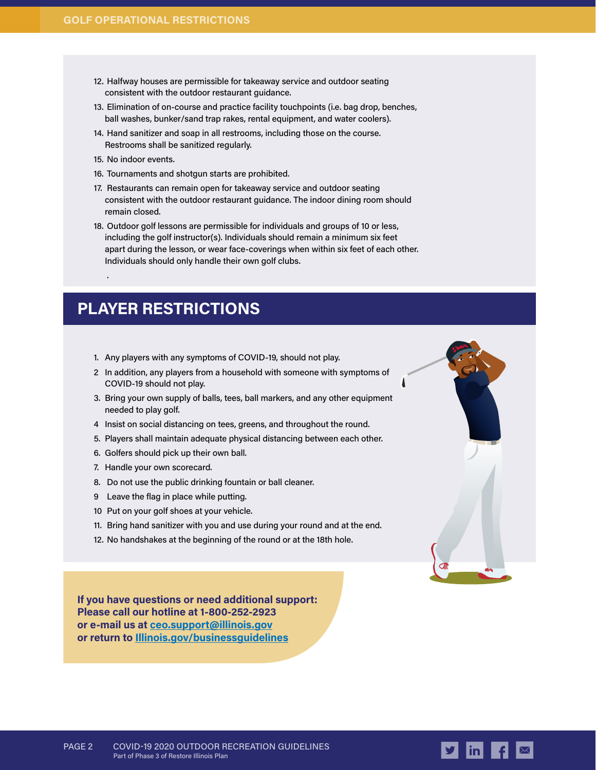## GOLF OPERATIONAL RESTRICTIONS

12. Halfway houses are permissible for takeaway service and outdoor seating consistent with the outdoor restaurant guidance.
13. Elimination of on-course and practice facility touchpoints (i.e. bag drop, benches, ball washes, bunker/sand trap rakes, rental equipment, and water coolers).
14. Hand sanitizer and soap in all restrooms, including those on the course. Restrooms shall be sanitized regularly.
15. No indoor events.
16. Tournaments and shotgun starts are prohibited.
17. Restaurants can remain open for takeaway service and outdoor seating consistent with the outdoor restaurant guidance. The indoor dining room should remain closed.
18. Outdoor golf lessons are permissible for individuals and groups of 10 or less, including the golf instructor(s). Individuals should remain a minimum six feet apart during the lesson, or wear face-coverings when within six feet of each other. Individuals should only handle their own golf clubs.

## PLAYER RESTRICTIONS

1. Any players with any symptoms of COVID-19, should not play.
2. In addition, any players from a household with someone with symptoms of COVID-19 should not play.
3. Bring your own supply of balls, tees, ball markers, and any other equipment needed to play golf.
4. Insist on social distancing on tees, greens, and throughout the round.
5. Players shall maintain adequate physical distancing between each other.
6. Golfers should pick up their own ball.
7. Handle your own scorecard.
8. Do not use the public drinking fountain or ball cleaner.
9. Leave the flag in place while putting.
10. Put on your golf shoes at your vehicle.
11. Bring hand sanitizer with you and use during your round and at the end.
12. No handshakes at the beginning of the round or at the 18th hole.

**If you have questions or need additional support:**
**Please call our hotline at 1-800-252-2923**
**or e-mail us at [ceo.support@illinois.gov](mailto:ceo.support@illinois.gov)**
**or return to [Illinois.gov/businessguidelines](https://Illinois.gov/businessguidelines)**